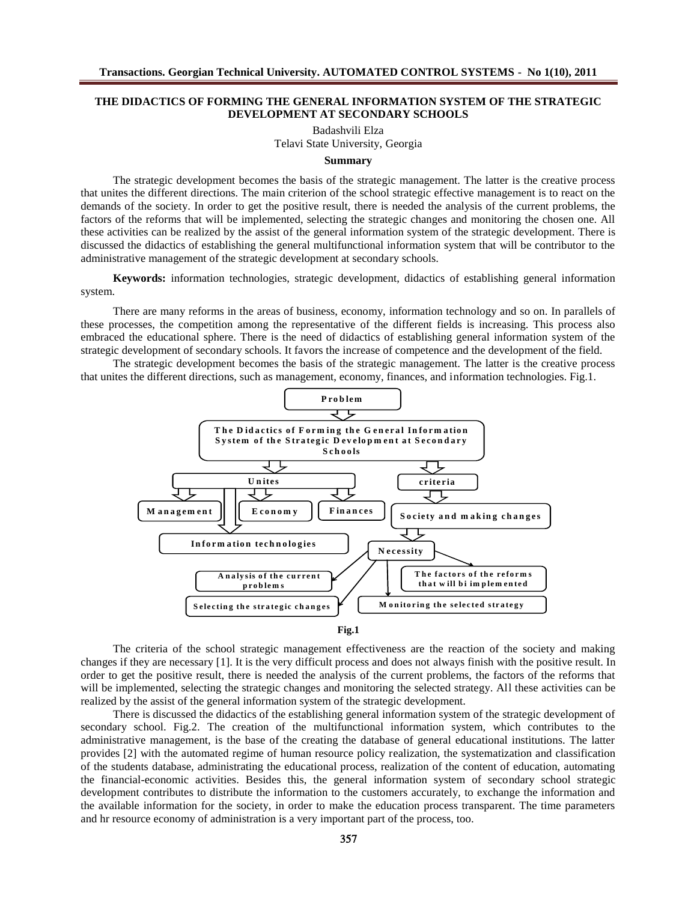# THE DIDACTICS OF FORMING THE GENERAL INFORMATION SYSTEM OF THE STRATEGIC DEVELOPMENT AT SECONDARY SCHOOLS

Badashvili Elza

Telavi State University, Georgia

## Summary

The strategic development becomes the basis of the strategic management. The latter is the creative process that unites the different directions. The main criterion of the school strategic effective management is to react on the demands of the society. In order to get the positive result, there is needed the analysis of the current problems, the factors of the reforms that will be implemented, selecting the strategic changes and monitoring the chosen one. All these activities can be realized by the assist of the general information system of the strategic development. There is discussed the didactics of establishing the general multifunctional information system that will be contributor to the administrative management of the strategic development at secondary schools.

**Keywords:** information technologies, strategic development, didactics of establishing general information system.

There are many reforms in the areas of business, economy, information technology and so on. In parallels of these processes, the competition among the representative of the different fields is increasing. This process also embraced the educational sphere. There is the need of didactics of establishing general information system of the strategic development of secondary schools. It favors the increase of competence and the development of the field.

The strategic development becomes the basis of the strategic management. The latter is the creative process that unites the different directions, such as management, economy, finances, and information technologies. Fig.1.

**Fig.1**

The criteria of the school strategic management effectiveness are the reaction of the society and making changes if they are necessary [1]. It is the very difficult process and does not always finish with the positive result. In order to get the positive result, there is needed the analysis of the current problems, the factors of the reforms that will be implemented, selecting the strategic changes and monitoring the selected strategy. All these activities can be realized by the assist of the general information system of the strategic development.

There is discussed the didactics of the establishing general information system of the strategic development of secondary school. Fig.2. The creation of the multifunctional information system, which contributes to the administrative management, is the base of the creating the database of general educational institutions. The latter provides [2] with the automated regime of human resource policy realization, the systematization and classification of the students database, administrating the educational process, realization of the content of education, automating the financial-economic activities. Besides this, the general information system of secondary school strategic development contributes to distribute the information to the customers accurately, to exchange the information and the available information for the society, in order to make the education process transparent. The time parameters and hr resource economy of administration is a very important part of the process, too.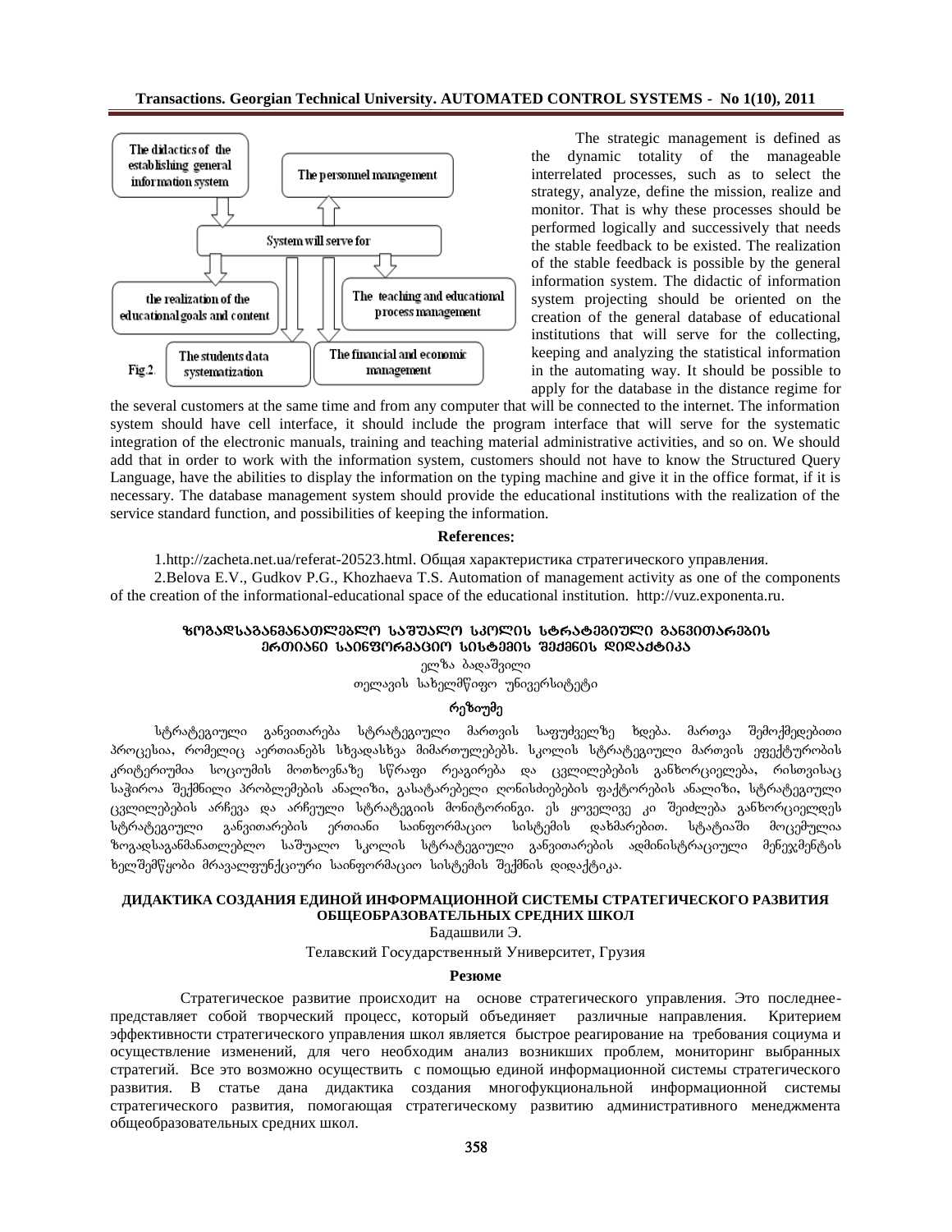The didactics of the establishing general information system

The personnel management

System will serve for

the realization of the educational goals and content

The teaching and educational process management

The students data systematization

The financial and economic management

Fig.2.

The strategic management is defined as the dynamic totality of the manageable interrelated processes, such as to select the strategy, analyze, define the mission, realize and monitor. That is why these processes should be performed logically and successively that needs the stable feedback to be existed. The realization of the stable feedback is possible by the general information system. The didactic of information system projecting should be oriented on the creation of the general database of educational institutions that will serve for the collecting, keeping and analyzing the statistical information in the automating way. It should be possible to apply for the database in the distance regime for the several customers at the same time and from any computer that will be connected to the internet. The information system should have cell interface, it should include the program interface that will serve for the systematic integration of the electronic manuals, training and teaching material administrative activities, and so on. We should add that in order to work with the information system, customers should not have to know the Structured Query Language, have the abilities to display the information on the typing machine and give it in the office format, if it is necessary. The database management system should provide the educational institutions with the realization of the service standard function, and possibilities of keeping the information.

### References:

1.http://zacheta.net.ua/referat-20523.html. Общая характеристика стратегического управления.

2.Belova E.V., Gudkov P.G., Khozhaeva T.S. Automation of management activity as one of the components of the creation of the informational-educational space of the educational institution. http://vuz.exponenta.ru.

## ზოგადსაგანმანათლებლო საშუალო სკოლის სტრატეგიული განვითარების ერთიანი საინფორმაციო სისტემის შექმნის დიდაქტიკა

ელზა ბადაშვილი

თელავის სახელმწიფო უნივერსიტეტი

### რეზიუმე

სტრატეგიული განვითარება სტრატეგიული მართვის საფუძველზე ხდება. მართვა შემოქმედებითი პროცესია, რომელიც აერთიანებს სხვადასხვა მიმართულებებს. სკოლის სტრატეგიული მართვის ეფექტურობის კრიტერიუმია სოციუმის მოთხოვნაზე სწრაფი რეაგირება და ცვლილებების განხორციელება, რისთვისაც საჭიროა შექმნილი პრობლემების ანალიზი, გასატარებელი ღონისძიებების ფაქტორების ანალიზი, სტრატეგიული ცვლილებების არჩევა და არჩეული სტრატეგიის მონიტორინგი. ეს ყოველივე კი შეიძლება განხორციელდეს სტრატეგიული განვითარების ერთიანი საინფორმაციო სისტემის დახმარებით. სტატიაში მოცემულია ზოგადსაგანმანათლებლო საშუალო სკოლის სტრატეგიული განვითარების ადმინისტრაციული მენეჯმენტის ხელშემწყობი მრავალფუნქციური საინფორმაციო სისტემის შექმნის დიდაქტიკა.

## ДИДАКТИКА СОЗДАНИЯ ЕДИНОЙ ИНФОРМАЦИОННОЙ СИСТЕМЫ СТРАТЕГИЧЕСКОГО РАЗВИТИЯ ОБЩЕОБРАЗОВАТЕЛЬНЫХ СРЕДНИХ ШКОЛ

Бадашвили Э.

Телавский Государственный Университет, Грузия

### Резюме

Стратегическое развитие происходит на основе стратегического управления. Это последнее- представляет собой творческий процесс, который объединяет различные направления. Критерием эффективности стратегического управления школ является быстрое реагирование на требования социума и осуществление изменений, для чего необходим анализ возникших проблем, мониторинг выбранных стратегий. Все это возможно осуществить с помощью единой информационной системы стратегического развития. В статье дана дидактика создания многофукциональной информационной системы стратегического развития, помогающая стратегическому развитию административного менеджмента общеобразовательных средних школ.